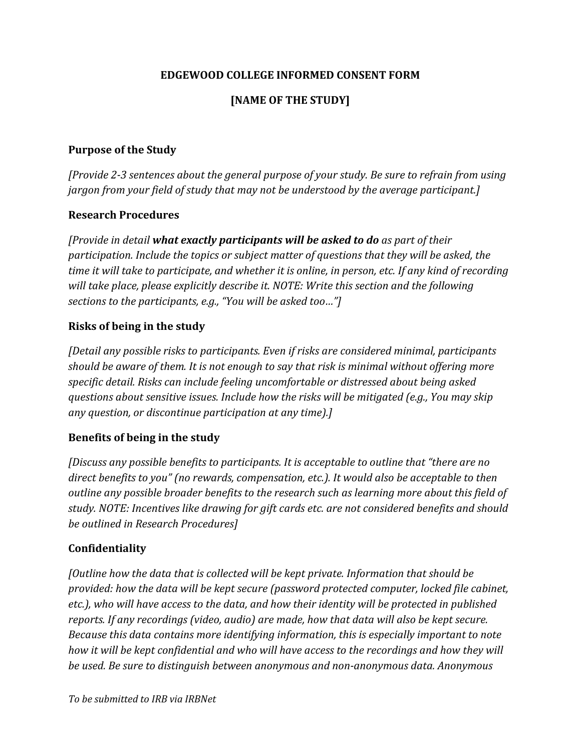# EDGEWOOD COLLEGE INFORMED CONSENT FORM

# [NAME OF THE STUDY]

## Purpose of the Study

*[Provide 2-3 sentences about the general purpose of your study. Be sure to refrain from using jargon from your field of study that may not be understood by the average participant.]*

## Research Procedures

*[Provide in detail **what exactly participants will be asked to do** as part of their participation. Include the topics or subject matter of questions that they will be asked, the time it will take to participate, and whether it is online, in person, etc. If any kind of recording will take place, please explicitly describe it. NOTE: Write this section and the following sections to the participants, e.g., "You will be asked too…"]*

## Risks of being in the study

*[Detail any possible risks to participants. Even if risks are considered minimal, participants should be aware of them. It is not enough to say that risk is minimal without offering more specific detail. Risks can include feeling uncomfortable or distressed about being asked questions about sensitive issues. Include how the risks will be mitigated (e.g., You may skip any question, or discontinue participation at any time).]*

## Benefits of being in the study

*[Discuss any possible benefits to participants. It is acceptable to outline that "there are no direct benefits to you" (no rewards, compensation, etc.). It would also be acceptable to then outline any possible broader benefits to the research such as learning more about this field of study. NOTE: Incentives like drawing for gift cards etc. are not considered benefits and should be outlined in Research Procedures]*

## Confidentiality

*[Outline how the data that is collected will be kept private. Information that should be provided: how the data will be kept secure (password protected computer, locked file cabinet, etc.), who will have access to the data, and how their identity will be protected in published reports. If any recordings (video, audio) are made, how that data will also be kept secure. Because this data contains more identifying information, this is especially important to note how it will be kept confidential and who will have access to the recordings and how they will be used. Be sure to distinguish between anonymous and non-anonymous data. Anonymous*

*To be submitted to IRB via IRBNet*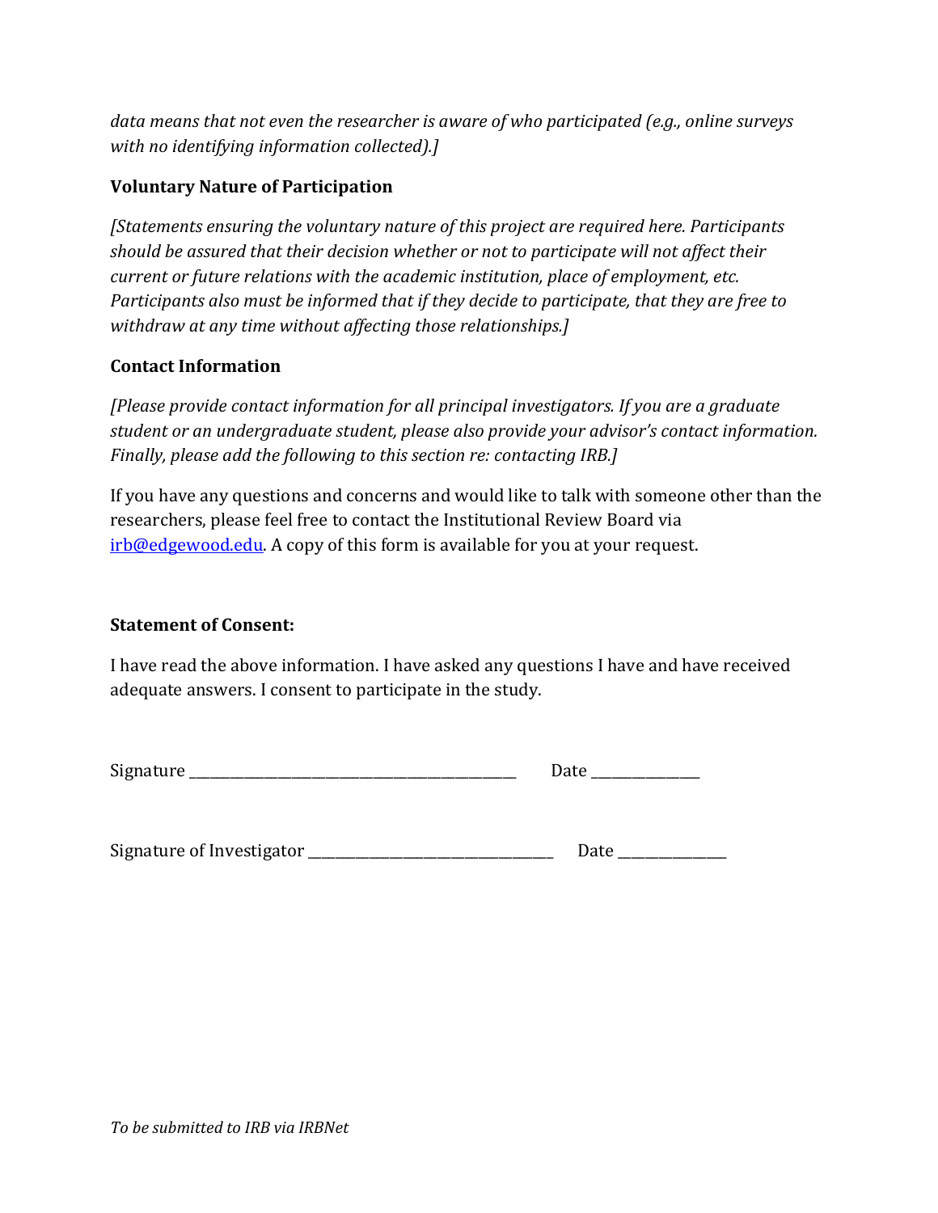*data means that not even the researcher is aware of who participated (e.g., online surveys with no identifying information collected).]*

**Voluntary Nature of Participation**

*[Statements ensuring the voluntary nature of this project are required here. Participants should be assured that their decision whether or not to participate will not affect their current or future relations with the academic institution, place of employment, etc. Participants also must be informed that if they decide to participate, that they are free to withdraw at any time without affecting those relationships.]*

**Contact Information**

*[Please provide contact information for all principal investigators. If you are a graduate student or an undergraduate student, please also provide your advisor's contact information. Finally, please add the following to this section re: contacting IRB.]*

If you have any questions and concerns and would like to talk with someone other than the researchers, please feel free to contact the Institutional Review Board via [irb@edgewood.edu](mailto:irb@edgewood.edu). A copy of this form is available for you at your request.

**Statement of Consent:**

I have read the above information. I have asked any questions I have and have received adequate answers. I consent to participate in the study.

Signature ______________________________________________ Date _______________

Signature of Investigator ___________________________________ Date _______________

*To be submitted to IRB via IRBNet*